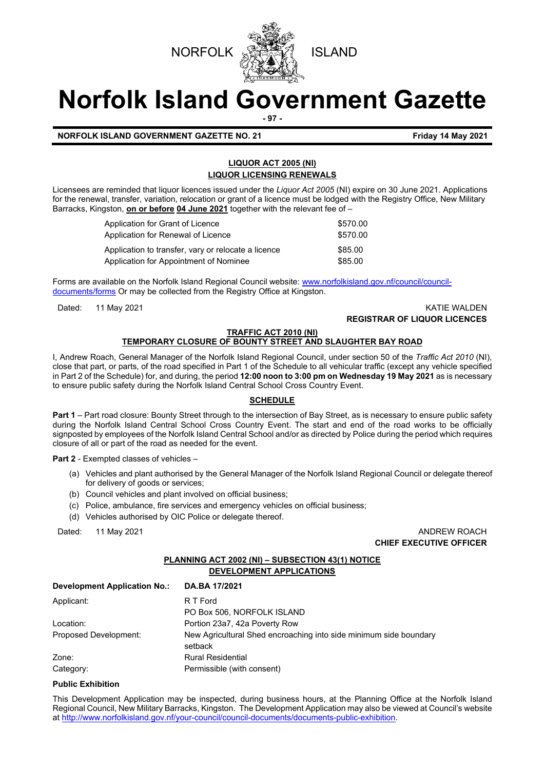NORFOLK ISLAND

# Norfolk Island Government Gazette

**NORFOLK ISLAND GOVERNMENT GAZETTE NO. 21** **Friday 14 May 2021**

## LIQUOR ACT 2005 (NI)
## LIQUOR LICENSING RENEWALS

Licensees are reminded that liquor licences issued under the *Liquor Act 2005* (NI) expire on 30 June 2021. Applications for the renewal, transfer, variation, relocation or grant of a licence must be lodged with the Registry Office, New Military Barracks, Kingston, **on or before 04 June 2021** together with the relevant fee of –

| | |
|---|---|
| Application for Grant of Licence | $570.00 |
| Application for Renewal of Licence | $570.00 |
| Application to transfer, vary or relocate a licence | $85.00 |
| Application for Appointment of Nominee | $85.00 |

Forms are available on the Norfolk Island Regional Council website: www.norfolkisland.gov.nf/council/council-documents/forms Or may be collected from the Registry Office at Kingston.

Dated: 11 May 2021

KATIE WALDEN
**REGISTRAR OF LIQUOR LICENCES**

## TRAFFIC ACT 2010 (NI)
## TEMPORARY CLOSURE OF BOUNTY STREET AND SLAUGHTER BAY ROAD

I, Andrew Roach, General Manager of the Norfolk Island Regional Council, under section 50 of the *Traffic Act 2010* (NI), close that part, or parts, of the road specified in Part 1 of the Schedule to all vehicular traffic (except any vehicle specified in Part 2 of the Schedule) for, and during, the period **12:00 noon to 3:00 pm on Wednesday 19 May 2021** as is necessary to ensure public safety during the Norfolk Island Central School Cross Country Event.

### SCHEDULE

**Part 1** – Part road closure: Bounty Street through to the intersection of Bay Street, as is necessary to ensure public safety during the Norfolk Island Central School Cross Country Event. The start and end of the road works to be officially signposted by employees of the Norfolk Island Central School and/or as directed by Police during the period which requires closure of all or part of the road as needed for the event.

**Part 2** - Exempted classes of vehicles –

(a) Vehicles and plant authorised by the General Manager of the Norfolk Island Regional Council or delegate thereof for delivery of goods or services;
(b) Council vehicles and plant involved on official business;
(c) Police, ambulance, fire services and emergency vehicles on official business;
(d) Vehicles authorised by OIC Police or delegate thereof.

Dated: 11 May 2021

ANDREW ROACH
**CHIEF EXECUTIVE OFFICER**

## PLANNING ACT 2002 (NI) – SUBSECTION 43(1) NOTICE
## DEVELOPMENT APPLICATIONS

| | |
|---|---|
| **Development Application No.:** | **DA.BA 17/2021** |
| Applicant: | R T Ford<br>PO Box 506, NORFOLK ISLAND |
| Location: | Portion 23a7, 42a Poverty Row |
| Proposed Development: | New Agricultural Shed encroaching into side minimum side boundary setback |
| Zone: | Rural Residential |
| Category: | Permissible (with consent) |

**Public Exhibition**

This Development Application may be inspected, during business hours, at the Planning Office at the Norfolk Island Regional Council, New Military Barracks, Kingston. The Development Application may also be viewed at Council's website at http://www.norfolkisland.gov.nf/your-council/council-documents/documents-public-exhibition.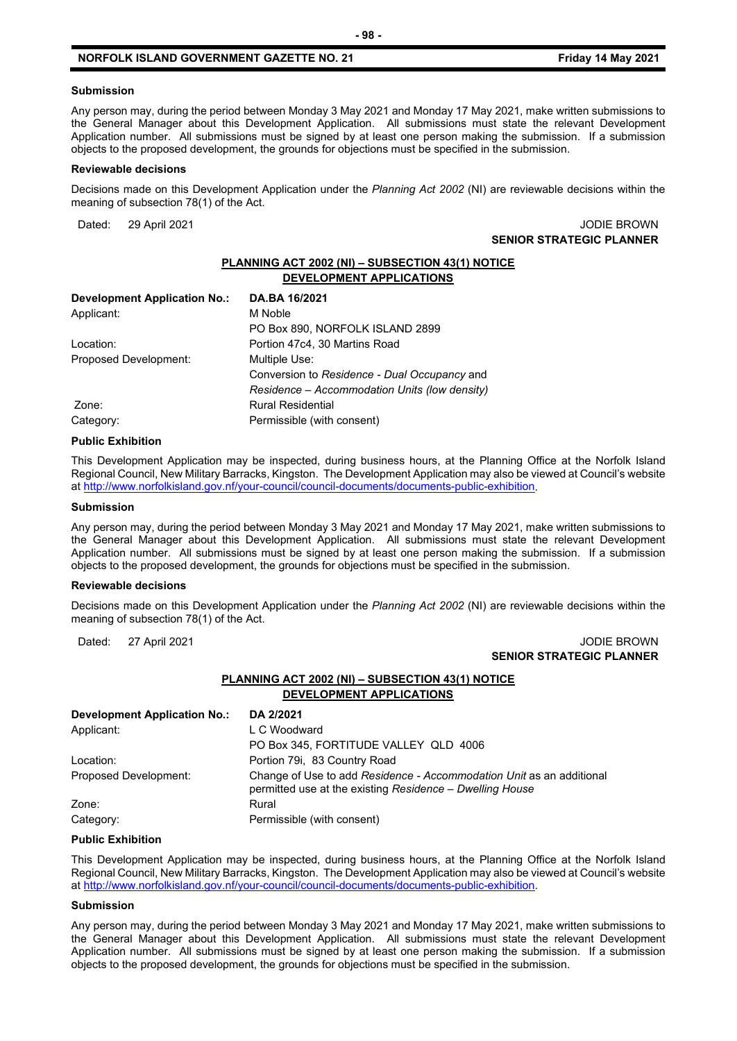#### Submission

Any person may, during the period between Monday 3 May 2021 and Monday 17 May 2021, make written submissions to the General Manager about this Development Application. All submissions must state the relevant Development Application number. All submissions must be signed by at least one person making the submission. If a submission objects to the proposed development, the grounds for objections must be specified in the submission.

#### Reviewable decisions

Decisions made on this Development Application under the *Planning Act 2002* (NI) are reviewable decisions within the meaning of subsection 78(1) of the Act.

Dated: 29 April 2021

JODIE BROWN
**SENIOR STRATEGIC PLANNER**

## PLANNING ACT 2002 (NI) – SUBSECTION 43(1) NOTICE
## DEVELOPMENT APPLICATIONS

| **Development Application No.:** | **DA.BA 16/2021** |
|---|---|
| Applicant: | M Noble<br>PO Box 890, NORFOLK ISLAND 2899 |
| Location: | Portion 47c4, 30 Martins Road |
| Proposed Development: | Multiple Use:<br>Conversion to *Residence - Dual Occupancy* and<br>*Residence – Accommodation Units (low density)* |
| Zone: | Rural Residential |
| Category: | Permissible (with consent) |

#### Public Exhibition

This Development Application may be inspected, during business hours, at the Planning Office at the Norfolk Island Regional Council, New Military Barracks, Kingston. The Development Application may also be viewed at Council's website at http://www.norfolkisland.gov.nf/your-council/council-documents/documents-public-exhibition.

#### Submission

Any person may, during the period between Monday 3 May 2021 and Monday 17 May 2021, make written submissions to the General Manager about this Development Application. All submissions must state the relevant Development Application number. All submissions must be signed by at least one person making the submission. If a submission objects to the proposed development, the grounds for objections must be specified in the submission.

#### Reviewable decisions

Decisions made on this Development Application under the *Planning Act 2002* (NI) are reviewable decisions within the meaning of subsection 78(1) of the Act.

Dated: 27 April 2021

JODIE BROWN
**SENIOR STRATEGIC PLANNER**

## PLANNING ACT 2002 (NI) – SUBSECTION 43(1) NOTICE
## DEVELOPMENT APPLICATIONS

| **Development Application No.:** | **DA 2/2021** |
|---|---|
| Applicant: | L C Woodward<br>PO Box 345, FORTITUDE VALLEY QLD 4006 |
| Location: | Portion 79i, 83 Country Road |
| Proposed Development: | Change of Use to add *Residence - Accommodation Unit* as an additional permitted use at the existing *Residence – Dwelling House* |
| Zone: | Rural |
| Category: | Permissible (with consent) |

#### Public Exhibition

This Development Application may be inspected, during business hours, at the Planning Office at the Norfolk Island Regional Council, New Military Barracks, Kingston. The Development Application may also be viewed at Council's website at http://www.norfolkisland.gov.nf/your-council/council-documents/documents-public-exhibition.

#### Submission

Any person may, during the period between Monday 3 May 2021 and Monday 17 May 2021, make written submissions to the General Manager about this Development Application. All submissions must state the relevant Development Application number. All submissions must be signed by at least one person making the submission. If a submission objects to the proposed development, the grounds for objections must be specified in the submission.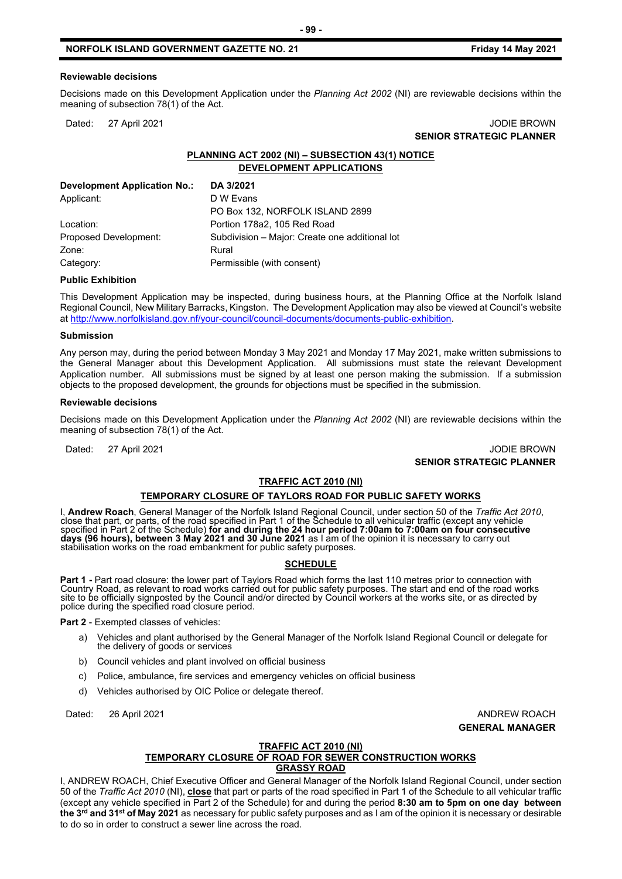**Reviewable decisions**

Decisions made on this Development Application under the *Planning Act 2002* (NI) are reviewable decisions within the meaning of subsection 78(1) of the Act.

Dated: 27 April 2021 JODIE BROWN
**SENIOR STRATEGIC PLANNER**

## PLANNING ACT 2002 (NI) – SUBSECTION 43(1) NOTICE
## DEVELOPMENT APPLICATIONS

| **Development Application No.:** | **DA 3/2021** |
|---|---|
| Applicant: | D W Evans<br>PO Box 132, NORFOLK ISLAND 2899 |
| Location: | Portion 178a2, 105 Red Road |
| Proposed Development: | Subdivision – Major: Create one additional lot |
| Zone: | Rural |
| Category: | Permissible (with consent) |

**Public Exhibition**

This Development Application may be inspected, during business hours, at the Planning Office at the Norfolk Island Regional Council, New Military Barracks, Kingston. The Development Application may also be viewed at Council's website at http://www.norfolkisland.gov.nf/your-council/council-documents/documents-public-exhibition.

**Submission**

Any person may, during the period between Monday 3 May 2021 and Monday 17 May 2021, make written submissions to the General Manager about this Development Application. All submissions must state the relevant Development Application number. All submissions must be signed by at least one person making the submission. If a submission objects to the proposed development, the grounds for objections must be specified in the submission.

**Reviewable decisions**

Decisions made on this Development Application under the *Planning Act 2002* (NI) are reviewable decisions within the meaning of subsection 78(1) of the Act.

Dated: 27 April 2021 JODIE BROWN
**SENIOR STRATEGIC PLANNER**

## TRAFFIC ACT 2010 (NI)
## TEMPORARY CLOSURE OF TAYLORS ROAD FOR PUBLIC SAFETY WORKS

I, **Andrew Roach**, General Manager of the Norfolk Island Regional Council, under section 50 of the *Traffic Act 2010*, close that part, or parts, of the road specified in Part 1 of the Schedule to all vehicular traffic (except any vehicle specified in Part 2 of the Schedule) **for and during the 24 hour period 7:00am to 7:00am on four consecutive days (96 hours), between 3 May 2021 and 30 June 2021** as I am of the opinion it is necessary to carry out stabilisation works on the road embankment for public safety purposes.

### SCHEDULE

**Part 1 -** Part road closure: the lower part of Taylors Road which forms the last 110 metres prior to connection with Country Road, as relevant to road works carried out for public safety purposes. The start and end of the road works site to be officially signposted by the Council and/or directed by Council workers at the works site, or as directed by police during the specified road closure period.

**Part 2** - Exempted classes of vehicles:

a) Vehicles and plant authorised by the General Manager of the Norfolk Island Regional Council or delegate for the delivery of goods or services
b) Council vehicles and plant involved on official business
c) Police, ambulance, fire services and emergency vehicles on official business
d) Vehicles authorised by OIC Police or delegate thereof.

Dated: 26 April 2021 ANDREW ROACH
**GENERAL MANAGER**

## TRAFFIC ACT 2010 (NI)
## TEMPORARY CLOSURE OF ROAD FOR SEWER CONSTRUCTION WORKS
## GRASSY ROAD

I, ANDREW ROACH, Chief Executive Officer and General Manager of the Norfolk Island Regional Council, under section 50 of the *Traffic Act 2010* (NI), **close** that part or parts of the road specified in Part 1 of the Schedule to all vehicular traffic (except any vehicle specified in Part 2 of the Schedule) for and during the period **8:30 am to 5pm on one day between the 3rd and 31st of May 2021** as necessary for public safety purposes and as I am of the opinion it is necessary or desirable to do so in order to construct a sewer line across the road.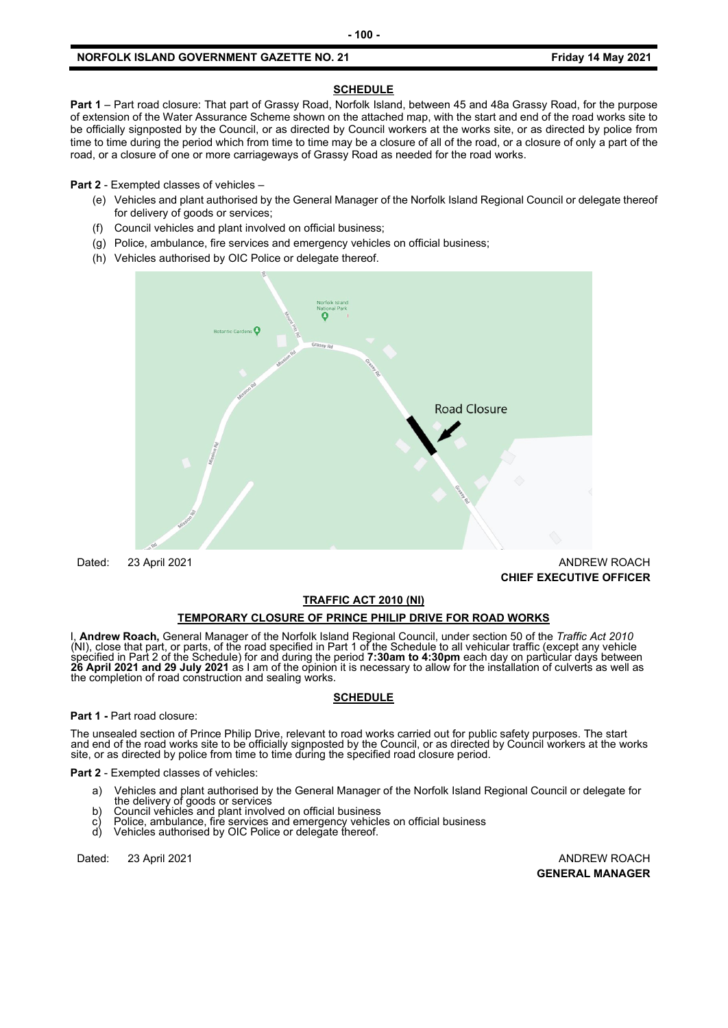**SCHEDULE**

**Part 1** – Part road closure: That part of Grassy Road, Norfolk Island, between 45 and 48a Grassy Road, for the purpose of extension of the Water Assurance Scheme shown on the attached map, with the start and end of the road works site to be officially signposted by the Council, or as directed by Council workers at the works site, or as directed by police from time to time during the period which from time to time may be a closure of all of the road, or a closure of only a part of the road, or a closure of one or more carriageways of Grassy Road as needed for the road works.

**Part 2** - Exempted classes of vehicles –

(e) Vehicles and plant authorised by the General Manager of the Norfolk Island Regional Council or delegate thereof for delivery of goods or services;

(f) Council vehicles and plant involved on official business;

(g) Police, ambulance, fire services and emergency vehicles on official business;

(h) Vehicles authorised by OIC Police or delegate thereof.

Dated: 23 April 2021

ANDREW ROACH
**CHIEF EXECUTIVE OFFICER**

**TRAFFIC ACT 2010 (NI)**

**TEMPORARY CLOSURE OF PRINCE PHILIP DRIVE FOR ROAD WORKS**

I, **Andrew Roach,** General Manager of the Norfolk Island Regional Council, under section 50 of the *Traffic Act 2010* (NI), close that part, or parts, of the road specified in Part 1 of the Schedule to all vehicular traffic (except any vehicle specified in Part 2 of the Schedule) for and during the period **7:30am to 4:30pm** each day on particular days between **26 April 2021 and 29 July 2021** as I am of the opinion it is necessary to allow for the installation of culverts as well as the completion of road construction and sealing works.

**SCHEDULE**

**Part 1 -** Part road closure:

The unsealed section of Prince Philip Drive, relevant to road works carried out for public safety purposes. The start and end of the road works site to be officially signposted by the Council, or as directed by Council workers at the works site, or as directed by police from time to time during the specified road closure period.

**Part 2** - Exempted classes of vehicles:

a) Vehicles and plant authorised by the General Manager of the Norfolk Island Regional Council or delegate for the delivery of goods or services

b) Council vehicles and plant involved on official business

c) Police, ambulance, fire services and emergency vehicles on official business

d) Vehicles authorised by OIC Police or delegate thereof.

Dated: 23 April 2021

ANDREW ROACH
**GENERAL MANAGER**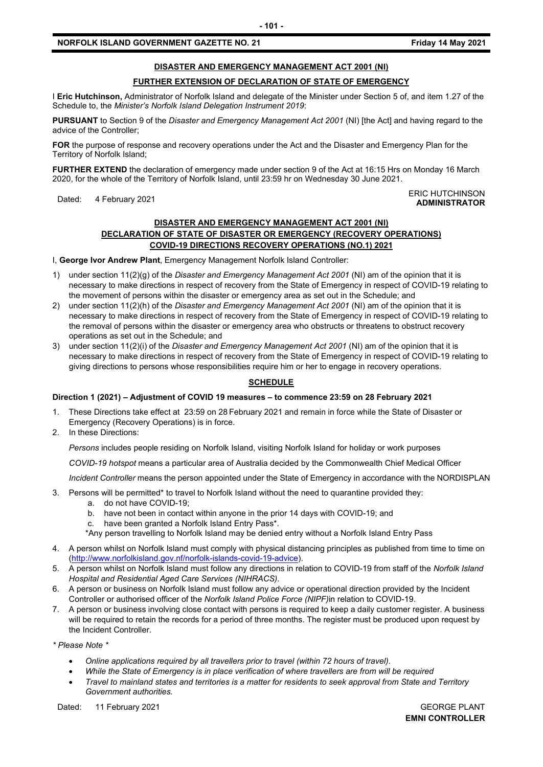## DISASTER AND EMERGENCY MANAGEMENT ACT 2001 (NI)

## FURTHER EXTENSION OF DECLARATION OF STATE OF EMERGENCY

I **Eric Hutchinson,** Administrator of Norfolk Island and delegate of the Minister under Section 5 of, and item 1.27 of the Schedule to, the *Minister's Norfolk Island Delegation Instrument 2019*:

**PURSUANT** to Section 9 of the *Disaster and Emergency Management Act 2001* (NI) [the Act] and having regard to the advice of the Controller;

**FOR** the purpose of response and recovery operations under the Act and the Disaster and Emergency Plan for the Territory of Norfolk Island;

**FURTHER EXTEND** the declaration of emergency made under section 9 of the Act at 16:15 Hrs on Monday 16 March 2020, for the whole of the Territory of Norfolk Island, until 23:59 hr on Wednesday 30 June 2021.

Dated: 4 February 2021

ERIC HUTCHINSON
**ADMINISTRATOR**

## DISASTER AND EMERGENCY MANAGEMENT ACT 2001 (NI)
## DECLARATION OF STATE OF DISASTER OR EMERGENCY (RECOVERY OPERATIONS)
## COVID-19 DIRECTIONS RECOVERY OPERATIONS (NO.1) 2021

I, **George Ivor Andrew Plant**, Emergency Management Norfolk Island Controller:

1) under section 11(2)(g) of the *Disaster and Emergency Management Act 2001* (NI) am of the opinion that it is necessary to make directions in respect of recovery from the State of Emergency in respect of COVID-19 relating to the movement of persons within the disaster or emergency area as set out in the Schedule; and
2) under section 11(2)(h) of the *Disaster and Emergency Management Act 2001* (NI) am of the opinion that it is necessary to make directions in respect of recovery from the State of Emergency in respect of COVID-19 relating to the removal of persons within the disaster or emergency area who obstructs or threatens to obstruct recovery operations as set out in the Schedule; and
3) under section 11(2)(i) of the *Disaster and Emergency Management Act 2001* (NI) am of the opinion that it is necessary to make directions in respect of recovery from the State of Emergency in respect of COVID-19 relating to giving directions to persons whose responsibilities require him or her to engage in recovery operations.

## SCHEDULE

**Direction 1 (2021) – Adjustment of COVID 19 measures – to commence 23:59 on 28 February 2021**

1. These Directions take effect at 23:59 on 28 February 2021 and remain in force while the State of Disaster or Emergency (Recovery Operations) is in force.
2. In these Directions:

   *Persons* includes people residing on Norfolk Island, visiting Norfolk Island for holiday or work purposes

   *COVID-19 hotspot* means a particular area of Australia decided by the Commonwealth Chief Medical Officer

   *Incident Controller* means the person appointed under the State of Emergency in accordance with the NORDISPLAN

3. Persons will be permitted* to travel to Norfolk Island without the need to quarantine provided they:
   a. do not have COVID-19;
   b. have not been in contact within anyone in the prior 14 days with COVID-19; and
   c. have been granted a Norfolk Island Entry Pass*.

   *Any person travelling to Norfolk Island may be denied entry without a Norfolk Island Entry Pass

4. A person whilst on Norfolk Island must comply with physical distancing principles as published from time to time on (http://www.norfolkisland.gov.nf/norfolk-islands-covid-19-advice).
5. A person whilst on Norfolk Island must follow any directions in relation to COVID-19 from staff of the *Norfolk Island Hospital and Residential Aged Care Services (NIHRACS).*
6. A person or business on Norfolk Island must follow any advice or operational direction provided by the Incident Controller or authorised officer of the *Norfolk Island Police Force (NIPF)*in relation to COVID-19.
7. A person or business involving close contact with persons is required to keep a daily customer register. A business will be required to retain the records for a period of three months. The register must be produced upon request by the Incident Controller.

*\* Please Note \**

- *Online applications required by all travellers prior to travel (within 72 hours of travel).*
- *While the State of Emergency is in place verification of where travellers are from will be required*
- *Travel to mainland states and territories is a matter for residents to seek approval from State and Territory Government authorities.*

Dated: 11 February 2021

GEORGE PLANT
**EMNI CONTROLLER**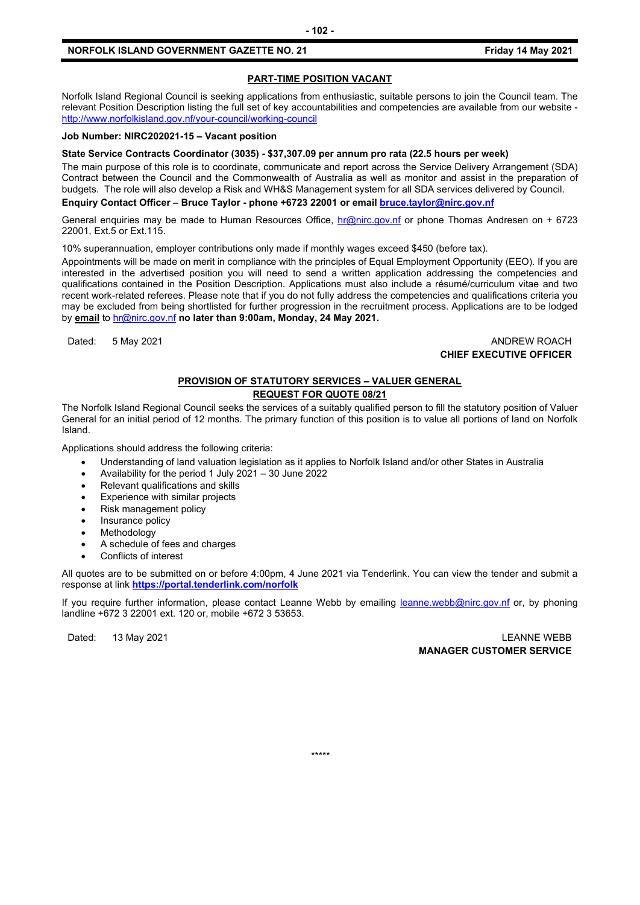## PART-TIME POSITION VACANT

Norfolk Island Regional Council is seeking applications from enthusiastic, suitable persons to join the Council team. The relevant Position Description listing the full set of key accountabilities and competencies are available from our website - http://www.norfolkisland.gov.nf/your-council/working-council

**Job Number: NIRC202021-15 – Vacant position**

**State Service Contracts Coordinator (3035) - $37,307.09 per annum pro rata (22.5 hours per week)**

The main purpose of this role is to coordinate, communicate and report across the Service Delivery Arrangement (SDA) Contract between the Council and the Commonwealth of Australia as well as monitor and assist in the preparation of budgets. The role will also develop a Risk and WH&S Management system for all SDA services delivered by Council.

**Enquiry Contact Officer – Bruce Taylor - phone +6723 22001 or email bruce.taylor@nirc.gov.nf**

General enquiries may be made to Human Resources Office, hr@nirc.gov.nf or phone Thomas Andresen on + 6723 22001, Ext.5 or Ext.115.

10% superannuation, employer contributions only made if monthly wages exceed $450 (before tax).

Appointments will be made on merit in compliance with the principles of Equal Employment Opportunity (EEO). If you are interested in the advertised position you will need to send a written application addressing the competencies and qualifications contained in the Position Description. Applications must also include a résumé/curriculum vitae and two recent work-related referees. Please note that if you do not fully address the competencies and qualifications criteria you may be excluded from being shortlisted for further progression in the recruitment process. Applications are to be lodged by **email** to hr@nirc.gov.nf **no later than 9:00am, Monday, 24 May 2021.**

Dated: 5 May 2021

ANDREW ROACH
**CHIEF EXECUTIVE OFFICER**

## PROVISION OF STATUTORY SERVICES – VALUER GENERAL
## REQUEST FOR QUOTE 08/21

The Norfolk Island Regional Council seeks the services of a suitably qualified person to fill the statutory position of Valuer General for an initial period of 12 months. The primary function of this position is to value all portions of land on Norfolk Island.

Applications should address the following criteria:

- Understanding of land valuation legislation as it applies to Norfolk Island and/or other States in Australia
- Availability for the period 1 July 2021 – 30 June 2022
- Relevant qualifications and skills
- Experience with similar projects
- Risk management policy
- Insurance policy
- Methodology
- A schedule of fees and charges
- Conflicts of interest

All quotes are to be submitted on or before 4:00pm, 4 June 2021 via Tenderlink. You can view the tender and submit a response at link **https://portal.tenderlink.com/norfolk**

If you require further information, please contact Leanne Webb by emailing leanne.webb@nirc.gov.nf or, by phoning landline +672 3 22001 ext. 120 or, mobile +672 3 53653.

Dated: 13 May 2021

LEANNE WEBB
**MANAGER CUSTOMER SERVICE**

*****